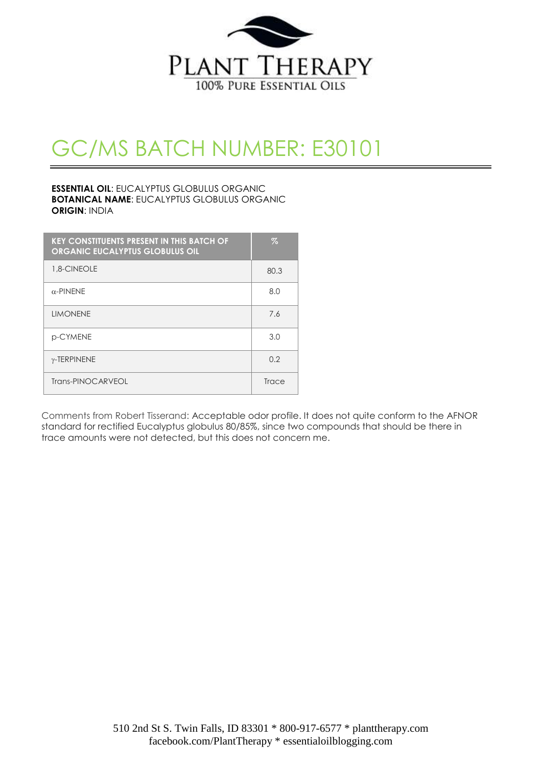# PLANT THERAPY

100% PURE ESSENTIAL OILS

## GC/MS BATCH NUMBER: E30101

**ESSENTIAL OIL**: EUCALYPTUS GLOBULUS ORGANIC
**BOTANICAL NAME**: EUCALYPTUS GLOBULUS ORGANIC
**ORIGIN**: INDIA

| KEY CONSTITUENTS PRESENT IN THIS BATCH OF ORGANIC EUCALYPTUS GLOBULUS OIL | % |
|---|---|
| 1,8-CINEOLE | 80.3 |
| α-PINENE | 8.0 |
| LIMONENE | 7.6 |
| p-CYMENE | 3.0 |
| γ-TERPINENE | 0.2 |
| Trans-PINOCARVEOL | Trace |

Comments from Robert Tisserand: Acceptable odor profile. It does not quite conform to the AFNOR standard for rectified Eucalyptus globulus 80/85%, since two compounds that should be there in trace amounts were not detected, but this does not concern me.

510 2nd St S. Twin Falls, ID 83301 * 800-917-6577 * planttherapy.com
facebook.com/PlantTherapy * essentialoilblogging.com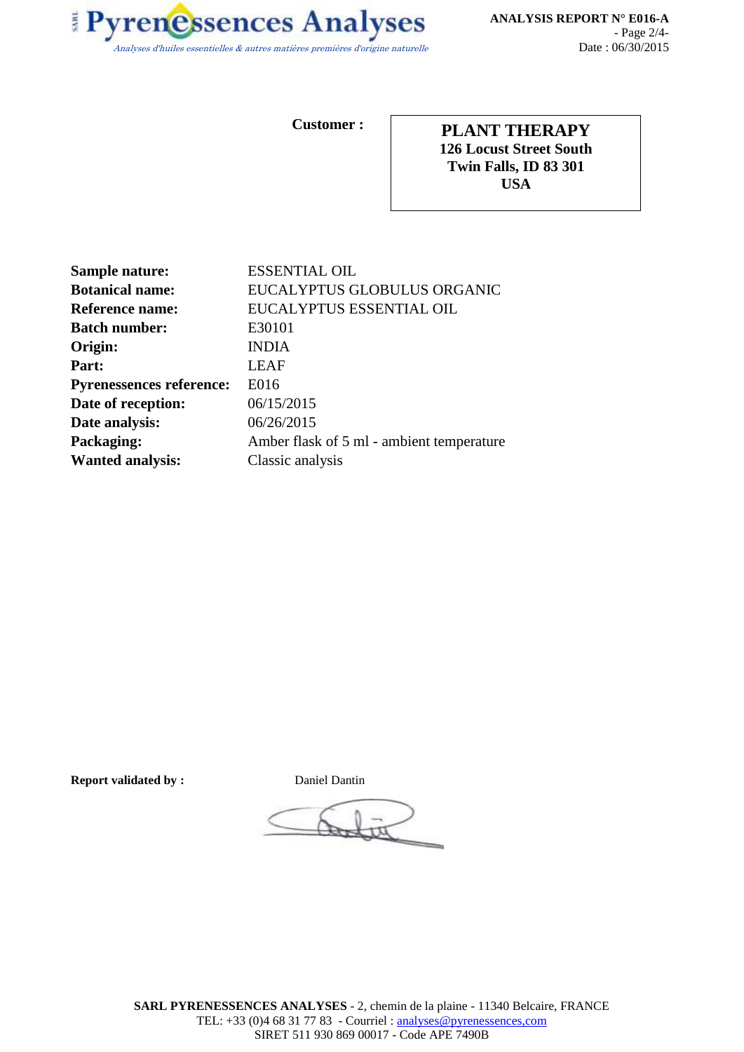**Customer :**

| **PLANT THERAPY** |
|---|
| **126 Locust Street South** |
| **Twin Falls, ID 83 301** |
| **USA** |

| | |
|---|---|
| **Sample nature:** | ESSENTIAL OIL |
| **Botanical name:** | EUCALYPTUS GLOBULUS ORGANIC |
| **Reference name:** | EUCALYPTUS ESSENTIAL OIL |
| **Batch number:** | E30101 |
| **Origin:** | INDIA |
| **Part:** | LEAF |
| **Pyrenessences reference:** | E016 |
| **Date of reception:** | 06/15/2015 |
| **Date analysis:** | 06/26/2015 |
| **Packaging:** | Amber flask of 5 ml - ambient temperature |
| **Wanted analysis:** | Classic analysis |

**Report validated by :** Daniel Dantin

**SARL PYRENESSENCES ANALYSES** - 2, chemin de la plaine - 11340 Belcaire, FRANCE
TEL: +33 (0)4 68 31 77 83 - Courriel : analyses@pyrenessences,com
SIRET 511 930 869 00017 - Code APE 7490B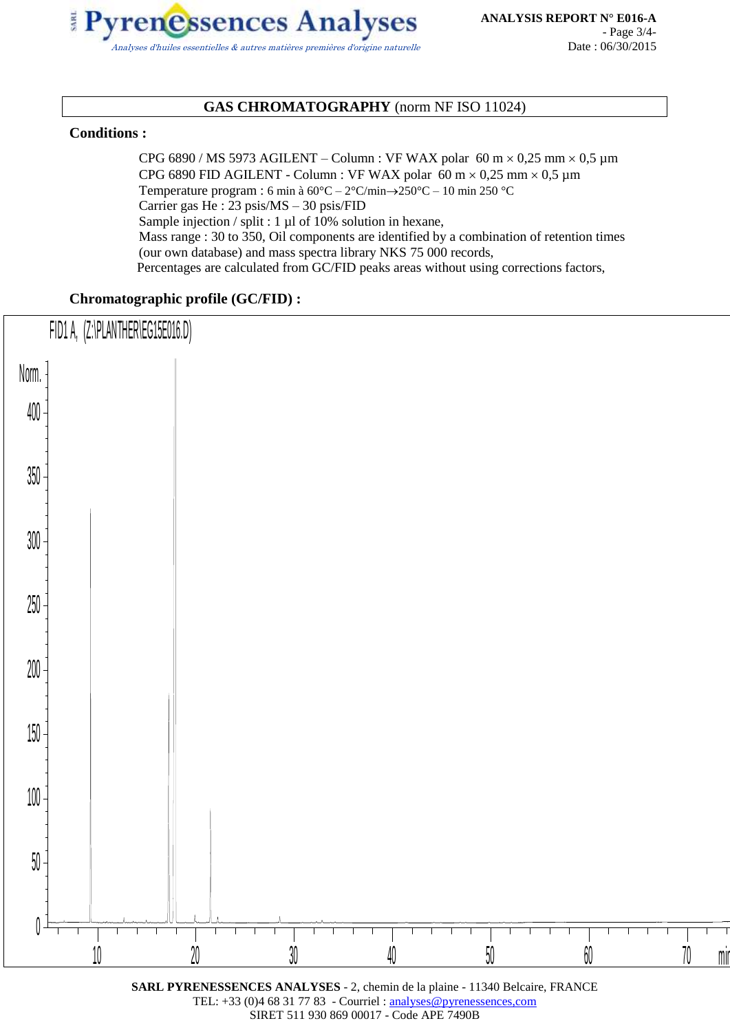## GAS CHROMATOGRAPHY (norm NF ISO 11024)

**Conditions :**

CPG 6890 / MS 5973 AGILENT – Column : VF WAX polar 60 m × 0,25 mm × 0,5 µm
CPG 6890 FID AGILENT - Column : VF WAX polar 60 m × 0,25 mm × 0,5 µm
Temperature program : 6 min à 60°C – 2°C/min→250°C – 10 min 250 °C
Carrier gas He : 23 psis/MS – 30 psis/FID
Sample injection / split : 1 µl of 10% solution in hexane,
Mass range : 30 to 350, Oil components are identified by a combination of retention times (our own database) and mass spectra library NKS 75 000 records,
Percentages are calculated from GC/FID peaks areas without using corrections factors,

**Chromatographic profile (GC/FID) :**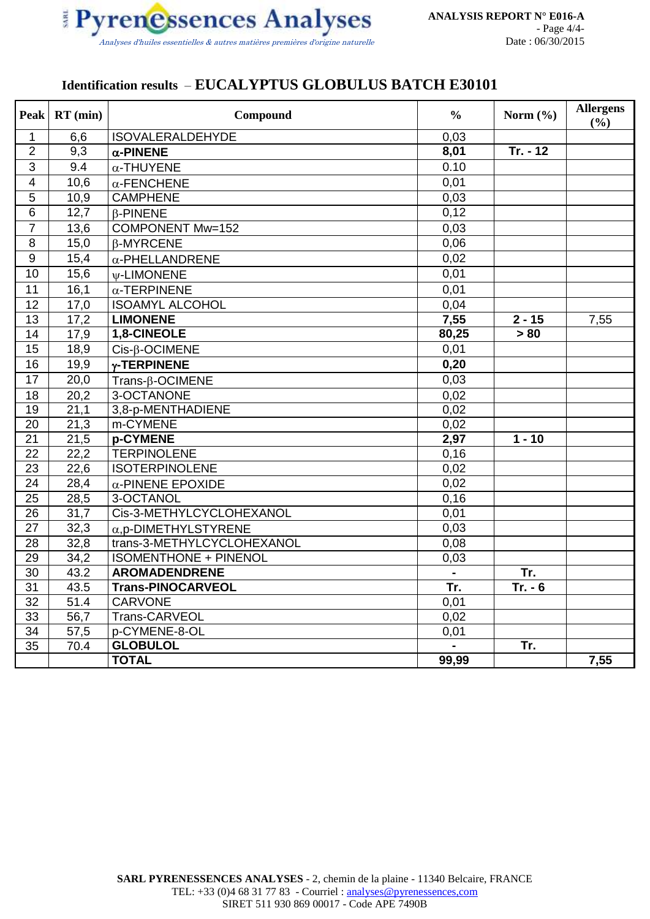## Identification results – EUCALYPTUS GLOBULUS BATCH E30101

| Peak | RT (min) | Compound | % | Norm (%) | Allergens (%) |
|---|---|---|---|---|---|
| 1 | 6,6 | ISOVALERALDEHYDE | 0,03 | | |
| 2 | 9,3 | **α-PINENE** | **8,01** | **Tr. - 12** | |
| 3 | 9.4 | α-THUYENE | 0.10 | | |
| 4 | 10,6 | α-FENCHENE | 0,01 | | |
| 5 | 10,9 | CAMPHENE | 0,03 | | |
| 6 | 12,7 | β-PINENE | 0,12 | | |
| 7 | 13,6 | COMPONENT Mw=152 | 0,03 | | |
| 8 | 15,0 | β-MYRCENE | 0,06 | | |
| 9 | 15,4 | α-PHELLANDRENE | 0,02 | | |
| 10 | 15,6 | ψ-LIMONENE | 0,01 | | |
| 11 | 16,1 | α-TERPINENE | 0,01 | | |
| 12 | 17,0 | ISOAMYL ALCOHOL | 0,04 | | |
| 13 | 17,2 | **LIMONENE** | **7,55** | **2 - 15** | 7,55 |
| 14 | 17,9 | **1,8-CINEOLE** | **80,25** | **> 80** | |
| 15 | 18,9 | Cis-β-OCIMENE | 0,01 | | |
| 16 | 19,9 | **γ-TERPINENE** | **0,20** | | |
| 17 | 20,0 | Trans-β-OCIMENE | 0,03 | | |
| 18 | 20,2 | 3-OCTANONE | 0,02 | | |
| 19 | 21,1 | 3,8-p-MENTHADIENE | 0,02 | | |
| 20 | 21,3 | m-CYMENE | 0,02 | | |
| 21 | 21,5 | **p-CYMENE** | **2,97** | **1 - 10** | |
| 22 | 22,2 | TERPINOLENE | 0,16 | | |
| 23 | 22,6 | ISOTERPINOLENE | 0,02 | | |
| 24 | 28,4 | α-PINENE EPOXIDE | 0,02 | | |
| 25 | 28,5 | 3-OCTANOL | 0,16 | | |
| 26 | 31,7 | Cis-3-METHYLCYCLOHEXANOL | 0,01 | | |
| 27 | 32,3 | α,p-DIMETHYLSTYRENE | 0,03 | | |
| 28 | 32,8 | trans-3-METHYLCYCLOHEXANOL | 0,08 | | |
| 29 | 34,2 | ISOMENTHONE + PINENOL | 0,03 | | |
| 30 | 43.2 | **AROMADENDRENE** | **-** | **Tr.** | |
| 31 | 43.5 | **Trans-PINOCARVEOL** | **Tr.** | **Tr. - 6** | |
| 32 | 51.4 | CARVONE | 0,01 | | |
| 33 | 56,7 | Trans-CARVEOL | 0,02 | | |
| 34 | 57,5 | p-CYMENE-8-OL | 0,01 | | |
| 35 | 70.4 | **GLOBULOL** | **-** | **Tr.** | |
| | | **TOTAL** | **99,99** | | **7,55** |

**SARL PYRENESSENCES ANALYSES** - 2, chemin de la plaine - 11340 Belcaire, FRANCE
TEL: +33 (0)4 68 31 77 83 - Courriel : analyses@pyrenessences,com
SIRET 511 930 869 00017 - Code APE 7490B